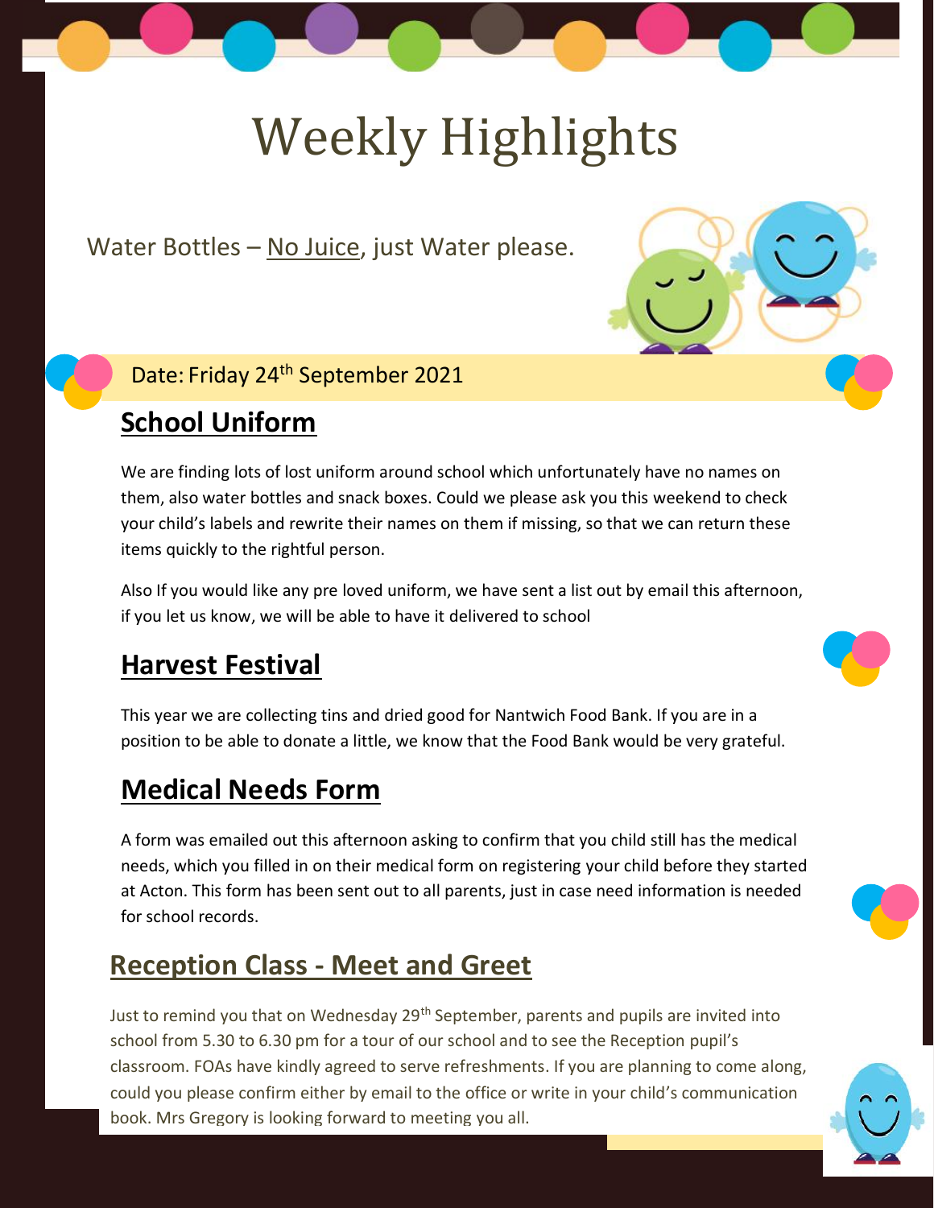# Weekly Highlights

Water Bottles – No Juice, just Water please.

Date: Friday 24th September 2021

## School Uniform

We are finding lots of lost uniform around school which unfortunately have no names on them, also water bottles and snack boxes. Could we please ask you this weekend to check your child's labels and rewrite their names on them if missing, so that we can return these items quickly to the rightful person.

Also If you would like any pre loved uniform, we have sent a list out by email this afternoon, if you let us know, we will be able to have it delivered to school

## Harvest Festival

This year we are collecting tins and dried good for Nantwich Food Bank. If you are in a position to be able to donate a little, we know that the Food Bank would be very grateful.

## Medical Needs Form

A form was emailed out this afternoon asking to confirm that you child still has the medical needs, which you filled in on their medical form on registering your child before they started at Acton. This form has been sent out to all parents, just in case need information is needed for school records.

## Reception Class - Meet and Greet

Just to remind you that on Wednesday 29th September, parents and pupils are invited into school from 5.30 to 6.30 pm for a tour of our school and to see the Reception pupil's classroom. FOAs have kindly agreed to serve refreshments. If you are planning to come along, could you please confirm either by email to the office or write in your child's communication book. Mrs Gregory is looking forward to meeting you all.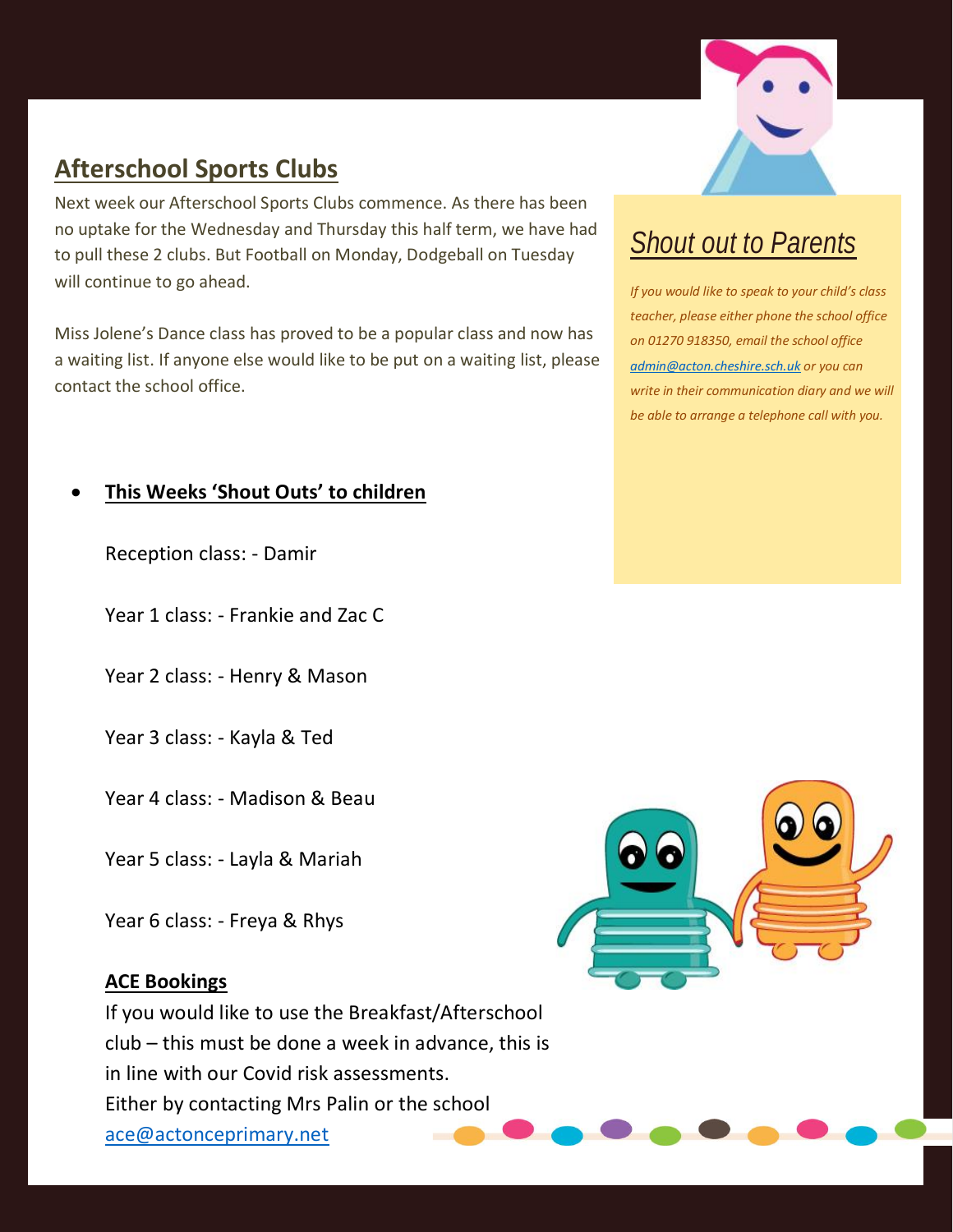## Afterschool Sports Clubs

Next week our Afterschool Sports Clubs commence. As there has been no uptake for the Wednesday and Thursday this half term, we have had to pull these 2 clubs. But Football on Monday, Dodgeball on Tuesday will continue to go ahead.

Miss Jolene's Dance class has proved to be a popular class and now has a waiting list. If anyone else would like to be put on a waiting list, please contact the school office.

## *Shout out to Parents*

*If you would like to speak to your child's class teacher, please either phone the school office on 01270 918350, email the school office [admin@acton.cheshire.sch.uk](mailto:admin@acton.cheshire.sch.uk) or you can write in their communication diary and we will be able to arrange a telephone call with you.*

- **This Weeks 'Shout Outs' to children**

  Reception class: - Damir

  Year 1 class: - Frankie and Zac C

  Year 2 class: - Henry & Mason

  Year 3 class: - Kayla & Ted

  Year 4 class: - Madison & Beau

  Year 5 class: - Layla & Mariah

  Year 6 class: - Freya & Rhys

**ACE Bookings**

If you would like to use the Breakfast/Afterschool club – this must be done a week in advance, this is in line with our Covid risk assessments.
Either by contacting Mrs Palin or the school
[ace@actonceprimary.net](mailto:ace@actonceprimary.net)